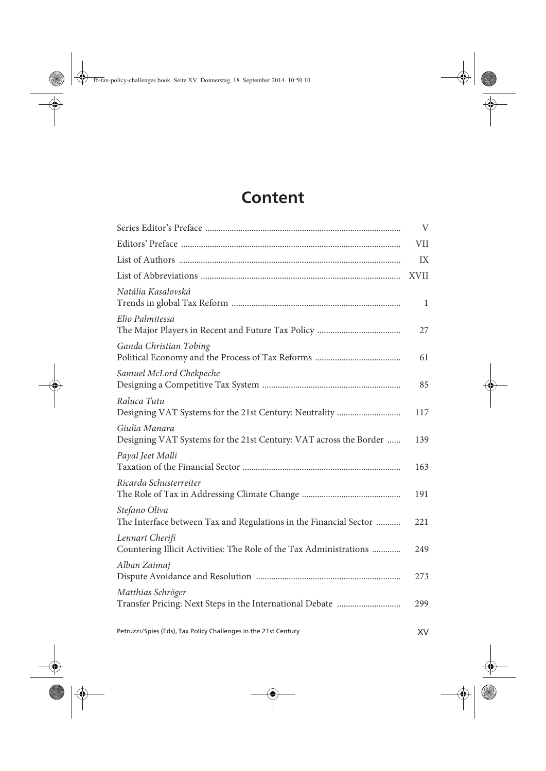# Content

| | |
|---|---|
| Series Editor's Preface | V |
| Editors' Preface | VII |
| List of Authors | IX |
| List of Abbreviations | XVII |
| *Natália Kasalovská*<br>Trends in global Tax Reform | 1 |
| *Elio Palmitessa*<br>The Major Players in Recent and Future Tax Policy | 27 |
| *Ganda Christian Tobing*<br>Political Economy and the Process of Tax Reforms | 61 |
| *Samuel McLord Chekpeche*<br>Designing a Competitive Tax System | 85 |
| *Raluca Tutu*<br>Designing VAT Systems for the 21st Century: Neutrality | 117 |
| *Giulia Manara*<br>Designing VAT Systems for the 21st Century: VAT across the Border | 139 |
| *Payal Jeet Malli*<br>Taxation of the Financial Sector | 163 |
| *Ricarda Schusterreiter*<br>The Role of Tax in Addressing Climate Change | 191 |
| *Stefano Oliva*<br>The Interface between Tax and Regulations in the Financial Sector | 221 |
| *Lennart Cherifi*<br>Countering Illicit Activities: The Role of the Tax Administrations | 249 |
| *Alban Zaimaj*<br>Dispute Avoidance and Resolution | 273 |
| *Matthias Schröger*<br>Transfer Pricing: Next Steps in the International Debate | 299 |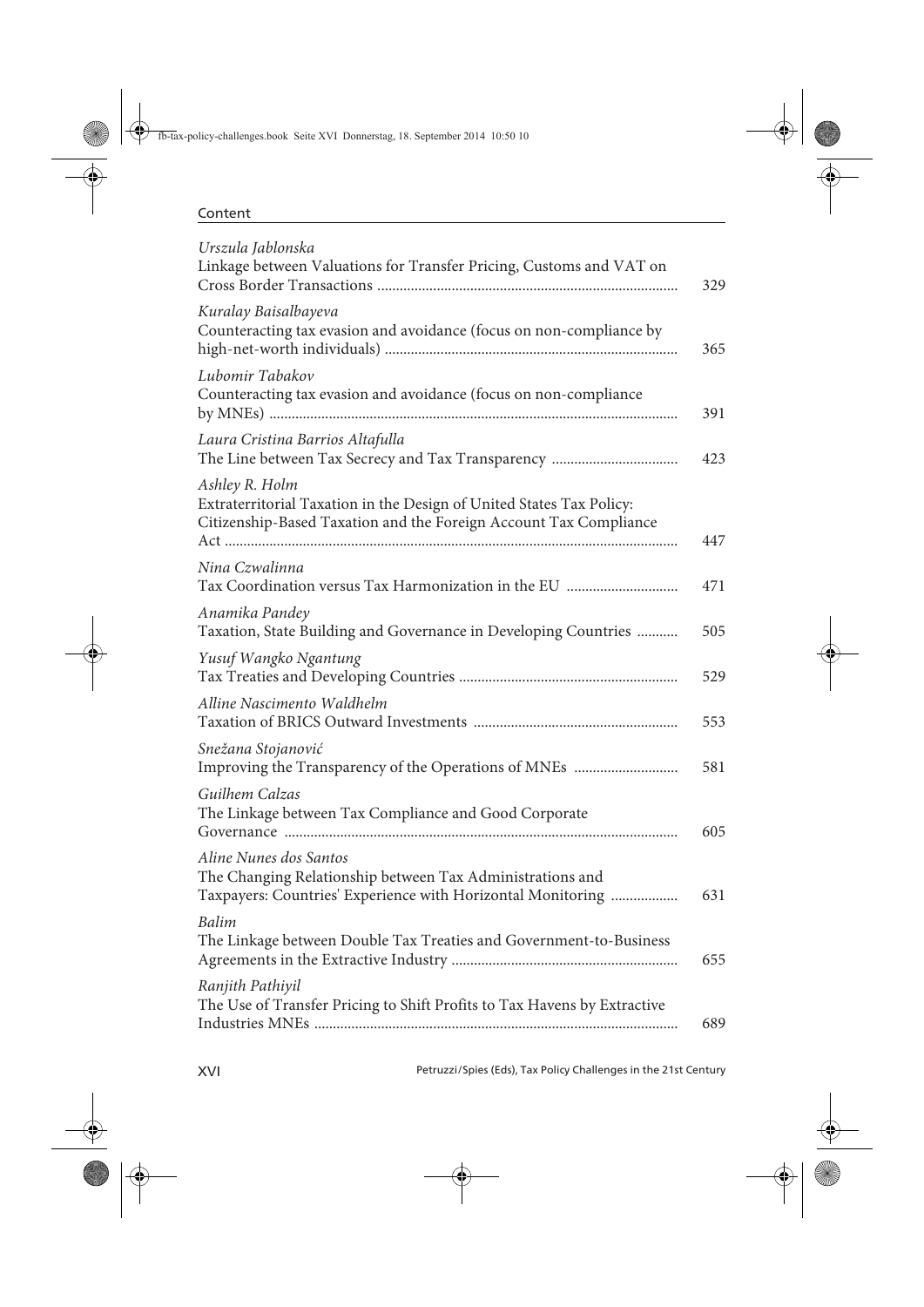Content

*Urszula Jablonska*
Linkage between Valuations for Transfer Pricing, Customs and VAT on Cross Border Transactions ........ 329

*Kuralay Baisalbayeva*
Counteracting tax evasion and avoidance (focus on non-compliance by high-net-worth individuals) ........ 365

*Lubomir Tabakov*
Counteracting tax evasion and avoidance (focus on non-compliance by MNEs) ........ 391

*Laura Cristina Barrios Altafulla*
The Line between Tax Secrecy and Tax Transparency ........ 423

*Ashley R. Holm*
Extraterritorial Taxation in the Design of United States Tax Policy: Citizenship-Based Taxation and the Foreign Account Tax Compliance Act ........ 447

*Nina Czwalinna*
Tax Coordination versus Tax Harmonization in the EU ........ 471

*Anamika Pandey*
Taxation, State Building and Governance in Developing Countries ........ 505

*Yusuf Wangko Ngantung*
Tax Treaties and Developing Countries ........ 529

*Alline Nascimento Waldhelm*
Taxation of BRICS Outward Investments ........ 553

*Snežana Stojanović*
Improving the Transparency of the Operations of MNEs ........ 581

*Guilhem Calzas*
The Linkage between Tax Compliance and Good Corporate Governance ........ 605

*Aline Nunes dos Santos*
The Changing Relationship between Tax Administrations and Taxpayers: Countries' Experience with Horizontal Monitoring ........ 631

*Balim*
The Linkage between Double Tax Treaties and Government-to-Business Agreements in the Extractive Industry ........ 655

*Ranjith Pathiyil*
The Use of Transfer Pricing to Shift Profits to Tax Havens by Extractive Industries MNEs ........ 689